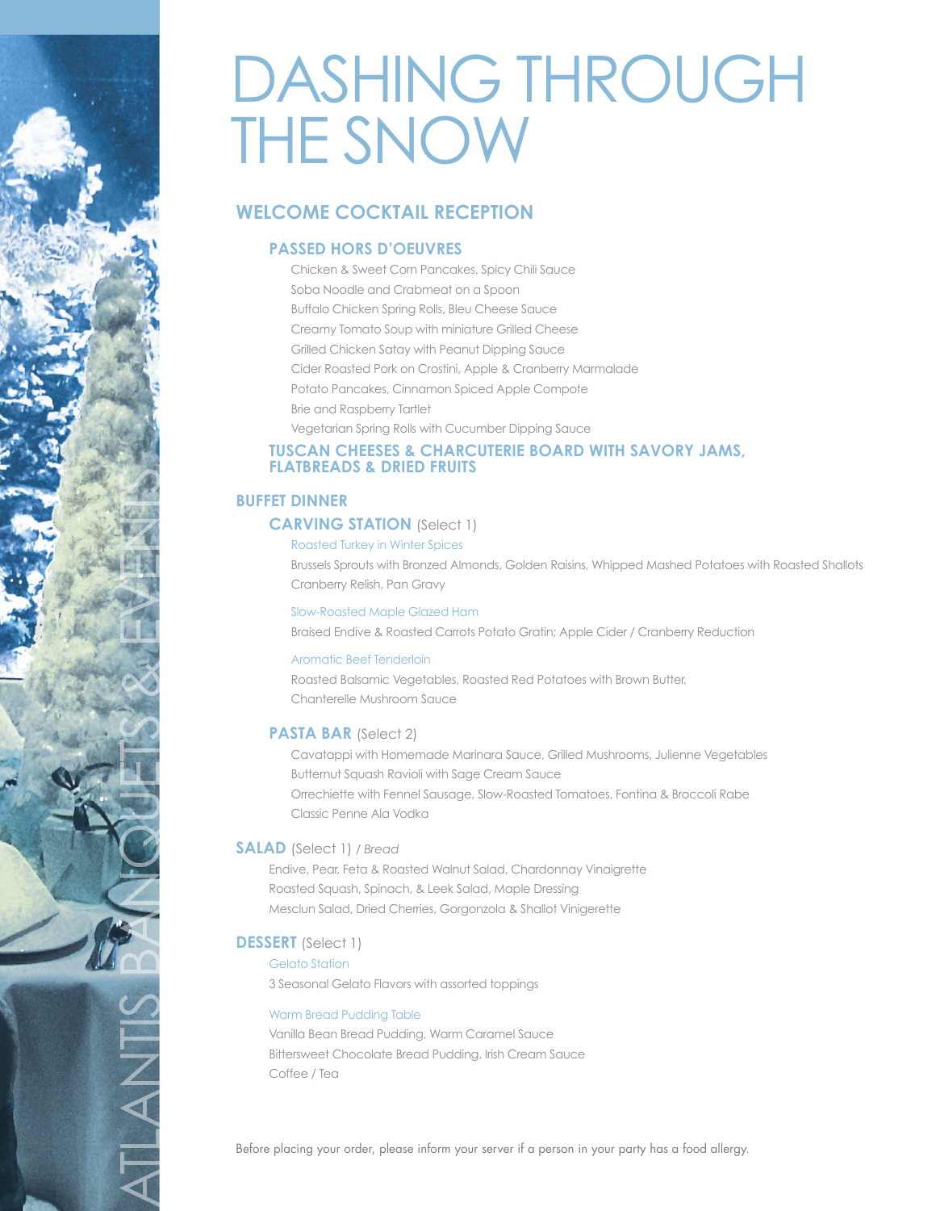# DASHING THROUGH THE SNOW

## WELCOME COCKTAIL RECEPTION

### PASSED HORS D'OEUVRES

Chicken & Sweet Corn Pancakes, Spicy Chili Sauce
Soba Noodle and Crabmeat on a Spoon
Buffalo Chicken Spring Rolls, Bleu Cheese Sauce
Creamy Tomato Soup with miniature Grilled Cheese
Grilled Chicken Satay with Peanut Dipping Sauce
Cider Roasted Pork on Crostini, Apple & Cranberry Marmalade
Potato Pancakes, Cinnamon Spiced Apple Compote
Brie and Raspberry Tartlet
Vegetarian Spring Rolls with Cucumber Dipping Sauce

### TUSCAN CHEESES & CHARCUTERIE BOARD WITH SAVORY JAMS, FLATBREADS & DRIED FRUITS

## BUFFET DINNER

### CARVING STATION (Select 1)

Roasted Turkey in Winter Spices

Brussels Sprouts with Bronzed Almonds, Golden Raisins, Whipped Mashed Potatoes with Roasted Shallots
Cranberry Relish, Pan Gravy

Slow-Roasted Maple Glazed Ham

Braised Endive & Roasted Carrots Potato Gratin; Apple Cider / Cranberry Reduction

Aromatic Beef Tenderloin

Roasted Balsamic Vegetables, Roasted Red Potatoes with Brown Butter,
Chanterelle Mushroom Sauce

### PASTA BAR (Select 2)

Cavatappi with Homemade Marinara Sauce, Grilled Mushrooms, Julienne Vegetables
Butternut Squash Ravioli with Sage Cream Sauce
Orrechiette with Fennel Sausage, Slow-Roasted Tomatoes, Fontina & Broccoli Rabe
Classic Penne Ala Vodka

## SALAD (Select 1) / *Bread*

Endive, Pear, Feta & Roasted Walnut Salad, Chardonnay Vinaigrette
Roasted Squash, Spinach, & Leek Salad, Maple Dressing
Mesclun Salad, Dried Cherries, Gorgonzola & Shallot Vinigerette

## DESSERT (Select 1)

Gelato Station

3 Seasonal Gelato Flavors with assorted toppings

Warm Bread Pudding Table

Vanilla Bean Bread Pudding, Warm Caramel Sauce
Bittersweet Chocolate Bread Pudding, Irish Cream Sauce
Coffee / Tea

Before placing your order, please inform your server if a person in your party has a food allergy.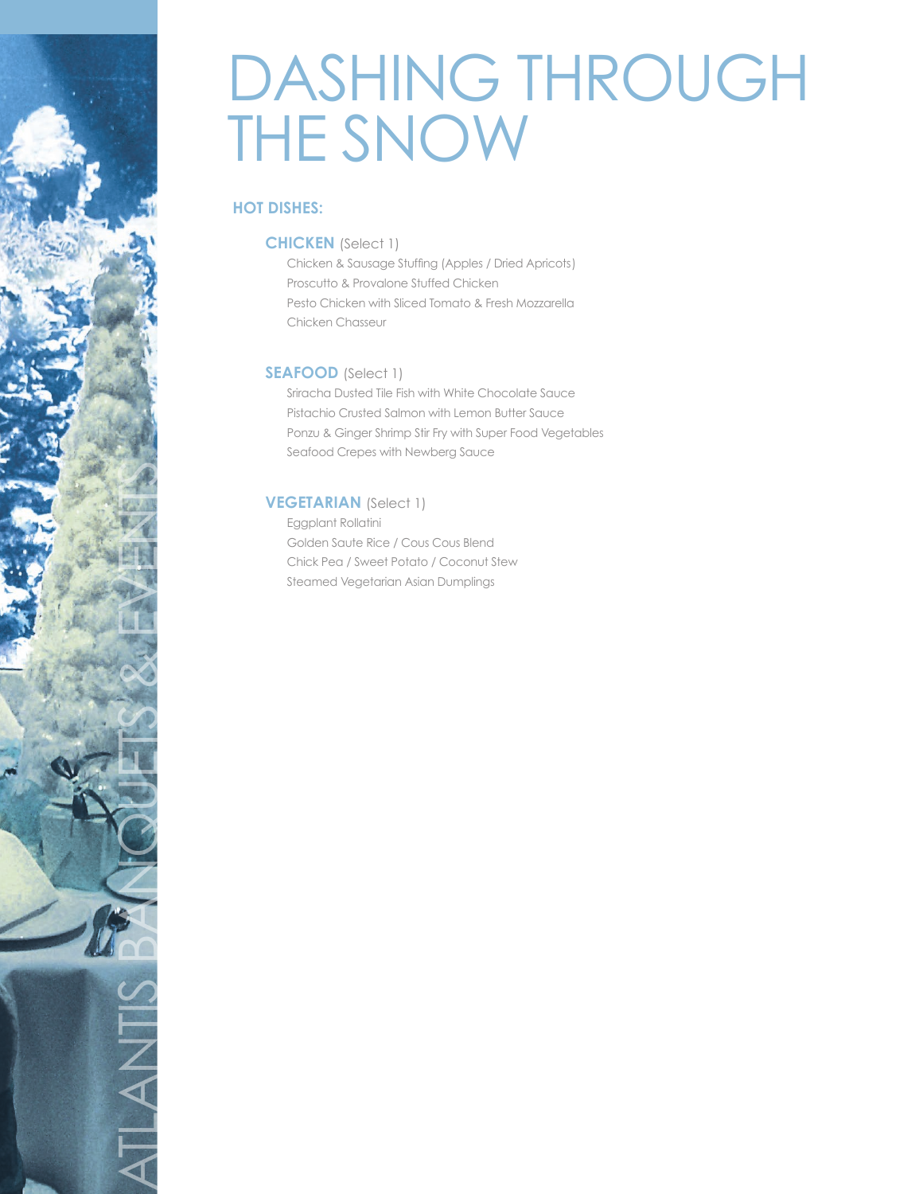# DASHING THROUGH THE SNOW

## HOT DISHES:

### CHICKEN (Select 1)

Chicken & Sausage Stuffing (Apples / Dried Apricots)
Proscutto & Provalone Stuffed Chicken
Pesto Chicken with Sliced Tomato & Fresh Mozzarella
Chicken Chasseur

### SEAFOOD (Select 1)

Sriracha Dusted Tile Fish with White Chocolate Sauce
Pistachio Crusted Salmon with Lemon Butter Sauce
Ponzu & Ginger Shrimp Stir Fry with Super Food Vegetables
Seafood Crepes with Newberg Sauce

### VEGETARIAN (Select 1)

Eggplant Rollatini
Golden Saute Rice / Cous Cous Blend
Chick Pea / Sweet Potato / Coconut Stew
Steamed Vegetarian Asian Dumplings

ATLANTIS BANQUETS & EVENTS